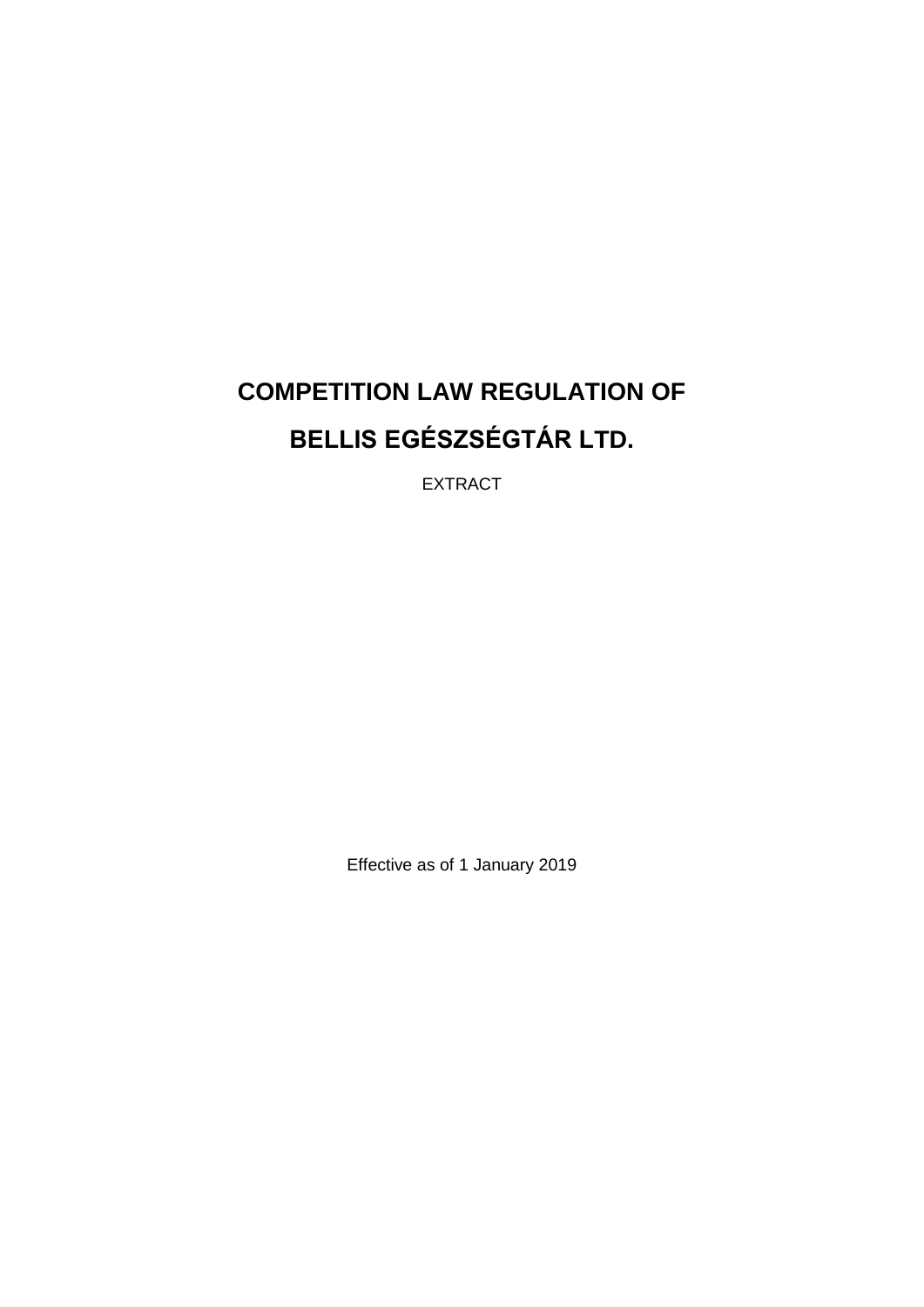# COMPETITION LAW REGULATION OF

# BELLIS EGÉSZSÉGTÁR LTD.

EXTRACT

Effective as of 1 January 2019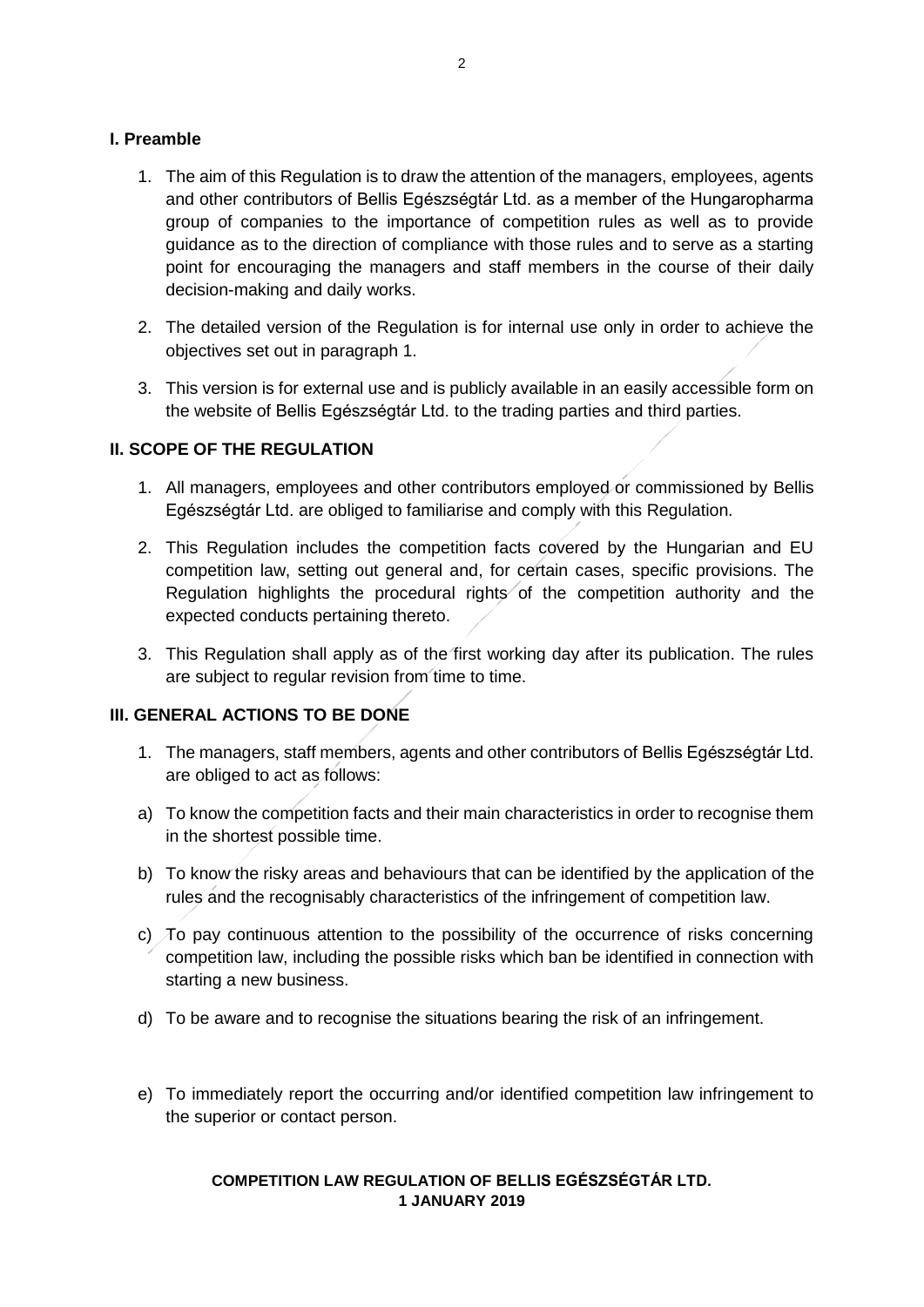## I. Preamble

1. The aim of this Regulation is to draw the attention of the managers, employees, agents and other contributors of Bellis Egészségtár Ltd. as a member of the Hungaropharma group of companies to the importance of competition rules as well as to provide guidance as to the direction of compliance with those rules and to serve as a starting point for encouraging the managers and staff members in the course of their daily decision-making and daily works.

2. The detailed version of the Regulation is for internal use only in order to achieve the objectives set out in paragraph 1.

3. This version is for external use and is publicly available in an easily accessible form on the website of Bellis Egészségtár Ltd. to the trading parties and third parties.

## II. SCOPE OF THE REGULATION

1. All managers, employees and other contributors employed or commissioned by Bellis Egészségtár Ltd. are obliged to familiarise and comply with this Regulation.

2. This Regulation includes the competition facts covered by the Hungarian and EU competition law, setting out general and, for certain cases, specific provisions. The Regulation highlights the procedural rights of the competition authority and the expected conducts pertaining thereto.

3. This Regulation shall apply as of the first working day after its publication. The rules are subject to regular revision from time to time.

## III. GENERAL ACTIONS TO BE DONE

1. The managers, staff members, agents and other contributors of Bellis Egészségtár Ltd. are obliged to act as follows:

a) To know the competition facts and their main characteristics in order to recognise them in the shortest possible time.

b) To know the risky areas and behaviours that can be identified by the application of the rules and the recognisably characteristics of the infringement of competition law.

c) To pay continuous attention to the possibility of the occurrence of risks concerning competition law, including the possible risks which ban be identified in connection with starting a new business.

d) To be aware and to recognise the situations bearing the risk of an infringement.

e) To immediately report the occurring and/or identified competition law infringement to the superior or contact person.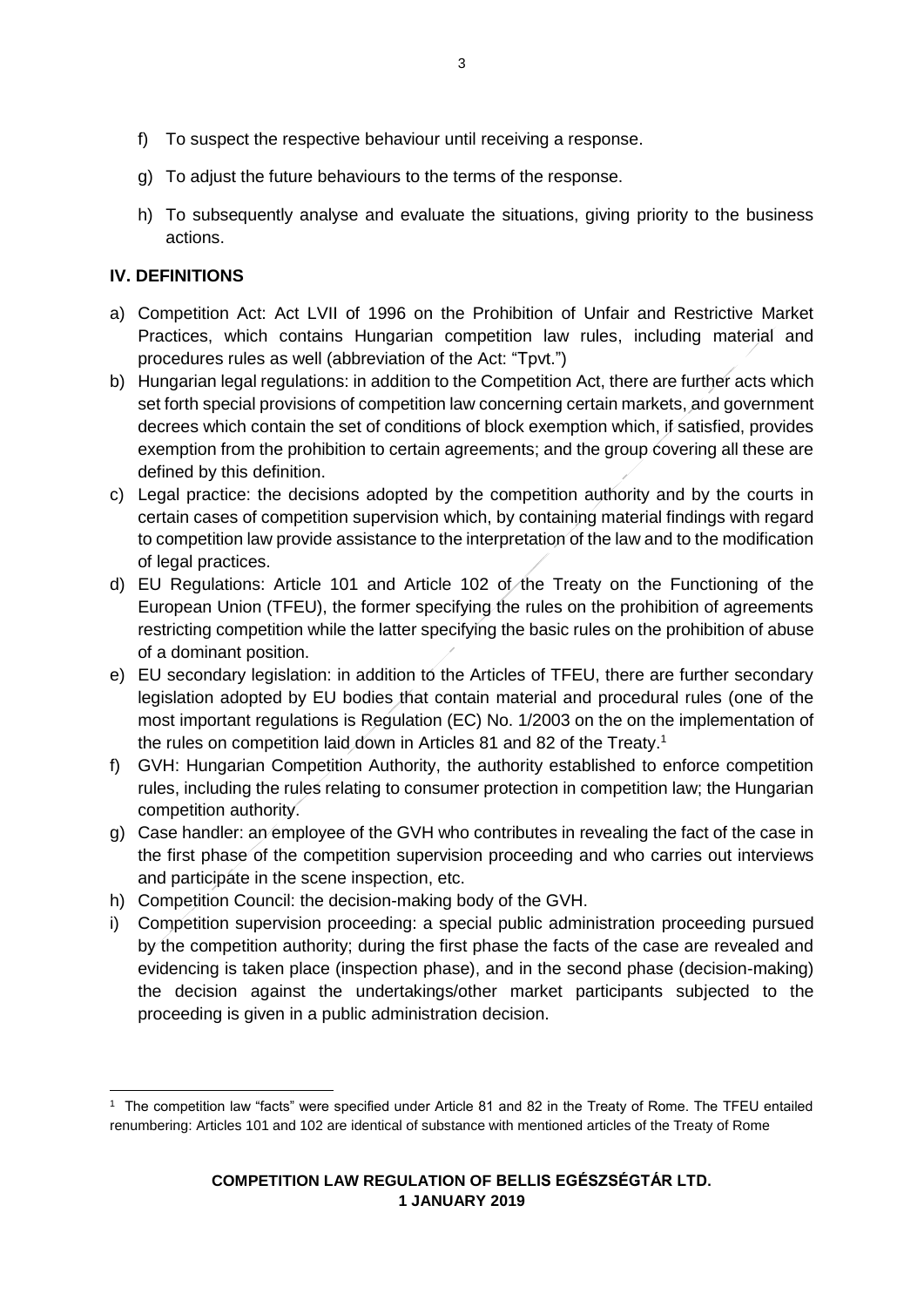f) To suspect the respective behaviour until receiving a response.

g) To adjust the future behaviours to the terms of the response.

h) To subsequently analyse and evaluate the situations, giving priority to the business actions.

## IV. DEFINITIONS

a) Competition Act: Act LVII of 1996 on the Prohibition of Unfair and Restrictive Market Practices, which contains Hungarian competition law rules, including material and procedures rules as well (abbreviation of the Act: "Tpvt.")

b) Hungarian legal regulations: in addition to the Competition Act, there are further acts which set forth special provisions of competition law concerning certain markets, and government decrees which contain the set of conditions of block exemption which, if satisfied, provides exemption from the prohibition to certain agreements; and the group covering all these are defined by this definition.

c) Legal practice: the decisions adopted by the competition authority and by the courts in certain cases of competition supervision which, by containing material findings with regard to competition law provide assistance to the interpretation of the law and to the modification of legal practices.

d) EU Regulations: Article 101 and Article 102 of the Treaty on the Functioning of the European Union (TFEU), the former specifying the rules on the prohibition of agreements restricting competition while the latter specifying the basic rules on the prohibition of abuse of a dominant position.

e) EU secondary legislation: in addition to the Articles of TFEU, there are further secondary legislation adopted by EU bodies that contain material and procedural rules (one of the most important regulations is Regulation (EC) No. 1/2003 on the on the implementation of the rules on competition laid down in Articles 81 and 82 of the Treaty.[1]

f) GVH: Hungarian Competition Authority, the authority established to enforce competition rules, including the rules relating to consumer protection in competition law; the Hungarian competition authority.

g) Case handler: an employee of the GVH who contributes in revealing the fact of the case in the first phase of the competition supervision proceeding and who carries out interviews and participate in the scene inspection, etc.

h) Competition Council: the decision-making body of the GVH.

i) Competition supervision proceeding: a special public administration proceeding pursued by the competition authority; during the first phase the facts of the case are revealed and evidencing is taken place (inspection phase), and in the second phase (decision-making) the decision against the undertakings/other market participants subjected to the proceeding is given in a public administration decision.

---

[1] The competition law "facts" were specified under Article 81 and 82 in the Treaty of Rome. The TFEU entailed renumbering: Articles 101 and 102 are identical of substance with mentioned articles of the Treaty of Rome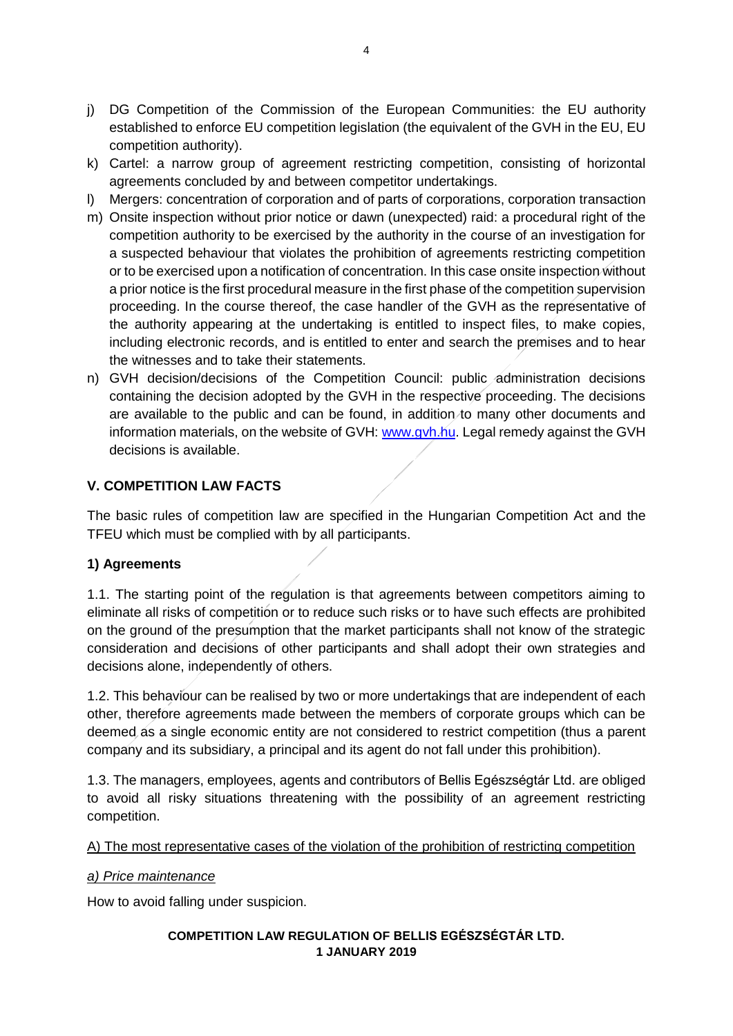j) DG Competition of the Commission of the European Communities: the EU authority established to enforce EU competition legislation (the equivalent of the GVH in the EU, EU competition authority).
k) Cartel: a narrow group of agreement restricting competition, consisting of horizontal agreements concluded by and between competitor undertakings.
l) Mergers: concentration of corporation and of parts of corporations, corporation transaction
m) Onsite inspection without prior notice or dawn (unexpected) raid: a procedural right of the competition authority to be exercised by the authority in the course of an investigation for a suspected behaviour that violates the prohibition of agreements restricting competition or to be exercised upon a notification of concentration. In this case onsite inspection without a prior notice is the first procedural measure in the first phase of the competition supervision proceeding. In the course thereof, the case handler of the GVH as the representative of the authority appearing at the undertaking is entitled to inspect files, to make copies, including electronic records, and is entitled to enter and search the premises and to hear the witnesses and to take their statements.
n) GVH decision/decisions of the Competition Council: public administration decisions containing the decision adopted by the GVH in the respective proceeding. The decisions are available to the public and can be found, in addition to many other documents and information materials, on the website of GVH: [www.gvh.hu](http://www.gvh.hu). Legal remedy against the GVH decisions is available.

## V. COMPETITION LAW FACTS

The basic rules of competition law are specified in the Hungarian Competition Act and the TFEU which must be complied with by all participants.

### 1) Agreements

1.1. The starting point of the regulation is that agreements between competitors aiming to eliminate all risks of competition or to reduce such risks or to have such effects are prohibited on the ground of the presumption that the market participants shall not know of the strategic consideration and decisions of other participants and shall adopt their own strategies and decisions alone, independently of others.

1.2. This behaviour can be realised by two or more undertakings that are independent of each other, therefore agreements made between the members of corporate groups which can be deemed as a single economic entity are not considered to restrict competition (thus a parent company and its subsidiary, a principal and its agent do not fall under this prohibition).

1.3. The managers, employees, agents and contributors of Bellis Egészségtár Ltd. are obliged to avoid all risky situations threatening with the possibility of an agreement restricting competition.

A) The most representative cases of the violation of the prohibition of restricting competition

*a) Price maintenance*

How to avoid falling under suspicion.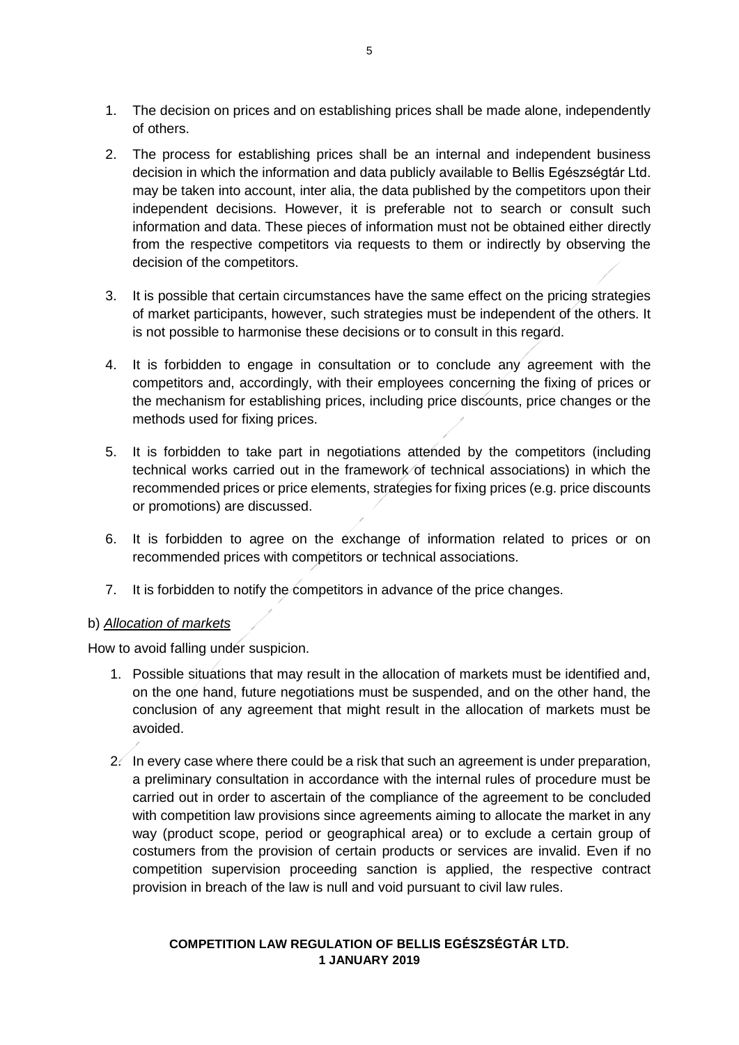1. The decision on prices and on establishing prices shall be made alone, independently of others.
2. The process for establishing prices shall be an internal and independent business decision in which the information and data publicly available to Bellis Egészségtár Ltd. may be taken into account, inter alia, the data published by the competitors upon their independent decisions. However, it is preferable not to search or consult such information and data. These pieces of information must not be obtained either directly from the respective competitors via requests to them or indirectly by observing the decision of the competitors.
3. It is possible that certain circumstances have the same effect on the pricing strategies of market participants, however, such strategies must be independent of the others. It is not possible to harmonise these decisions or to consult in this regard.
4. It is forbidden to engage in consultation or to conclude any agreement with the competitors and, accordingly, with their employees concerning the fixing of prices or the mechanism for establishing prices, including price discounts, price changes or the methods used for fixing prices.
5. It is forbidden to take part in negotiations attended by the competitors (including technical works carried out in the framework of technical associations) in which the recommended prices or price elements, strategies for fixing prices (e.g. price discounts or promotions) are discussed.
6. It is forbidden to agree on the exchange of information related to prices or on recommended prices with competitors or technical associations.
7. It is forbidden to notify the competitors in advance of the price changes.

b) *Allocation of markets*

How to avoid falling under suspicion.

1. Possible situations that may result in the allocation of markets must be identified and, on the one hand, future negotiations must be suspended, and on the other hand, the conclusion of any agreement that might result in the allocation of markets must be avoided.
2. In every case where there could be a risk that such an agreement is under preparation, a preliminary consultation in accordance with the internal rules of procedure must be carried out in order to ascertain of the compliance of the agreement to be concluded with competition law provisions since agreements aiming to allocate the market in any way (product scope, period or geographical area) or to exclude a certain group of costumers from the provision of certain products or services are invalid. Even if no competition supervision proceeding sanction is applied, the respective contract provision in breach of the law is null and void pursuant to civil law rules.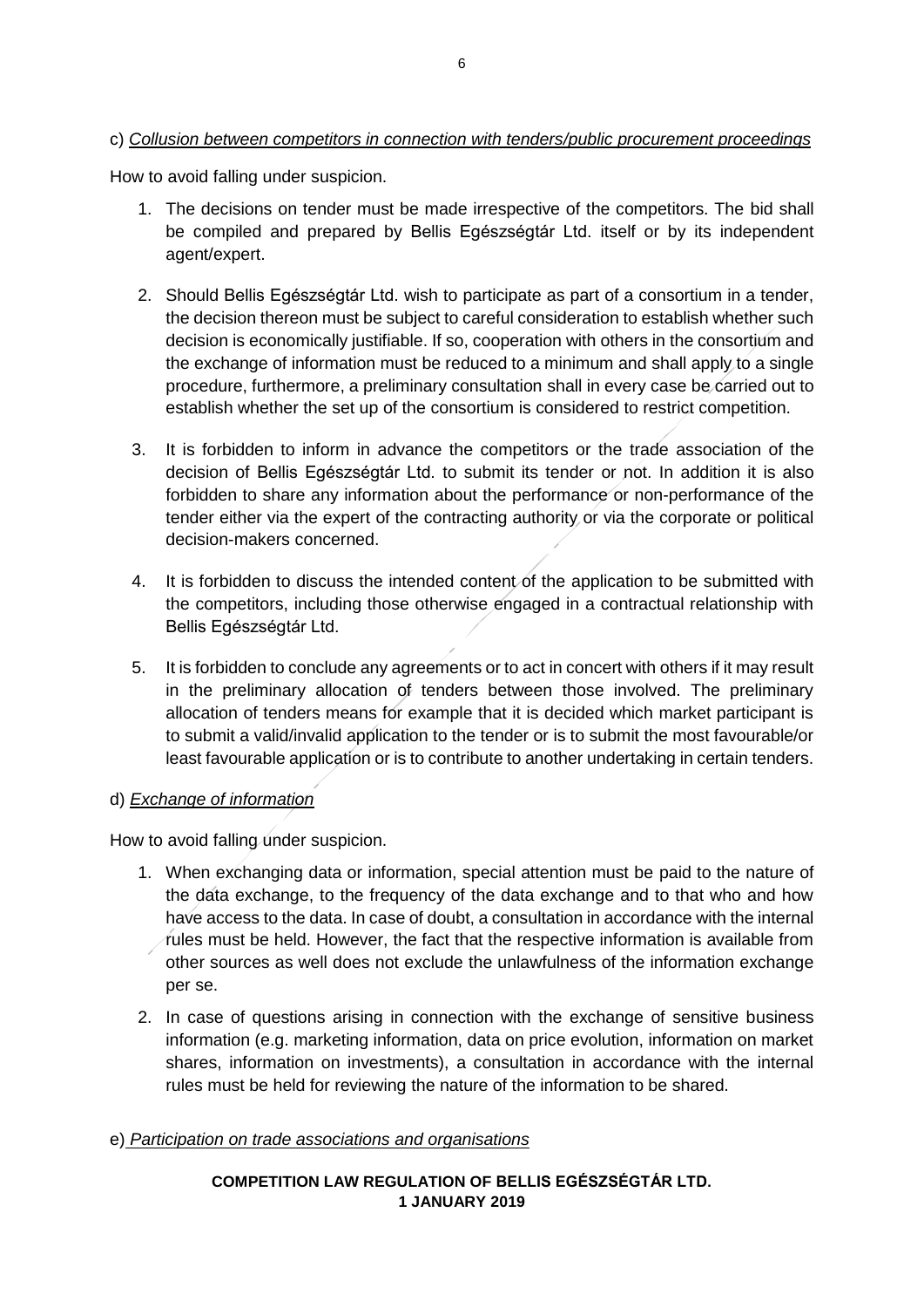c) *Collusion between competitors in connection with tenders/public procurement proceedings*

How to avoid falling under suspicion.

1. The decisions on tender must be made irrespective of the competitors. The bid shall be compiled and prepared by Bellis Egészségtár Ltd. itself or by its independent agent/expert.

2. Should Bellis Egészségtár Ltd. wish to participate as part of a consortium in a tender, the decision thereon must be subject to careful consideration to establish whether such decision is economically justifiable. If so, cooperation with others in the consortium and the exchange of information must be reduced to a minimum and shall apply to a single procedure, furthermore, a preliminary consultation shall in every case be carried out to establish whether the set up of the consortium is considered to restrict competition.

3. It is forbidden to inform in advance the competitors or the trade association of the decision of Bellis Egészségtár Ltd. to submit its tender or not. In addition it is also forbidden to share any information about the performance or non-performance of the tender either via the expert of the contracting authority or via the corporate or political decision-makers concerned.

4. It is forbidden to discuss the intended content of the application to be submitted with the competitors, including those otherwise engaged in a contractual relationship with Bellis Egészségtár Ltd.

5. It is forbidden to conclude any agreements or to act in concert with others if it may result in the preliminary allocation of tenders between those involved. The preliminary allocation of tenders means for example that it is decided which market participant is to submit a valid/invalid application to the tender or is to submit the most favourable/or least favourable application or is to contribute to another undertaking in certain tenders.

d) *Exchange of information*

How to avoid falling under suspicion.

1. When exchanging data or information, special attention must be paid to the nature of the data exchange, to the frequency of the data exchange and to that who and how have access to the data. In case of doubt, a consultation in accordance with the internal rules must be held. However, the fact that the respective information is available from other sources as well does not exclude the unlawfulness of the information exchange per se.

2. In case of questions arising in connection with the exchange of sensitive business information (e.g. marketing information, data on price evolution, information on market shares, information on investments), a consultation in accordance with the internal rules must be held for reviewing the nature of the information to be shared.

e) *Participation on trade associations and organisations*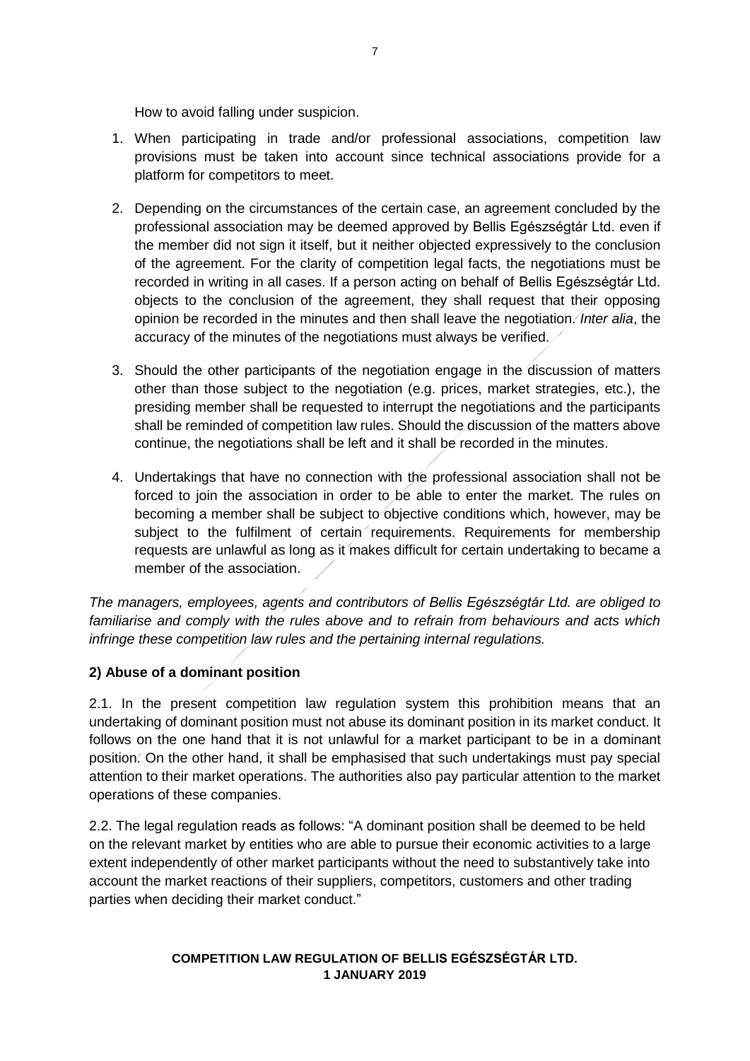How to avoid falling under suspicion.

1. When participating in trade and/or professional associations, competition law provisions must be taken into account since technical associations provide for a platform for competitors to meet.

2. Depending on the circumstances of the certain case, an agreement concluded by the professional association may be deemed approved by Bellis Egészségtár Ltd. even if the member did not sign it itself, but it neither objected expressively to the conclusion of the agreement. For the clarity of competition legal facts, the negotiations must be recorded in writing in all cases. If a person acting on behalf of Bellis Egészségtár Ltd. objects to the conclusion of the agreement, they shall request that their opposing opinion be recorded in the minutes and then shall leave the negotiation. *Inter alia*, the accuracy of the minutes of the negotiations must always be verified.

3. Should the other participants of the negotiation engage in the discussion of matters other than those subject to the negotiation (e.g. prices, market strategies, etc.), the presiding member shall be requested to interrupt the negotiations and the participants shall be reminded of competition law rules. Should the discussion of the matters above continue, the negotiations shall be left and it shall be recorded in the minutes.

4. Undertakings that have no connection with the professional association shall not be forced to join the association in order to be able to enter the market. The rules on becoming a member shall be subject to objective conditions which, however, may be subject to the fulfilment of certain requirements. Requirements for membership requests are unlawful as long as it makes difficult for certain undertaking to became a member of the association.

*The managers, employees, agents and contributors of Bellis Egészségtár Ltd. are obliged to familiarise and comply with the rules above and to refrain from behaviours and acts which infringe these competition law rules and the pertaining internal regulations.*

**2) Abuse of a dominant position**

2.1. In the present competition law regulation system this prohibition means that an undertaking of dominant position must not abuse its dominant position in its market conduct. It follows on the one hand that it is not unlawful for a market participant to be in a dominant position. On the other hand, it shall be emphasised that such undertakings must pay special attention to their market operations. The authorities also pay particular attention to the market operations of these companies.

2.2. The legal regulation reads as follows: "A dominant position shall be deemed to be held on the relevant market by entities who are able to pursue their economic activities to a large extent independently of other market participants without the need to substantively take into account the market reactions of their suppliers, competitors, customers and other trading parties when deciding their market conduct."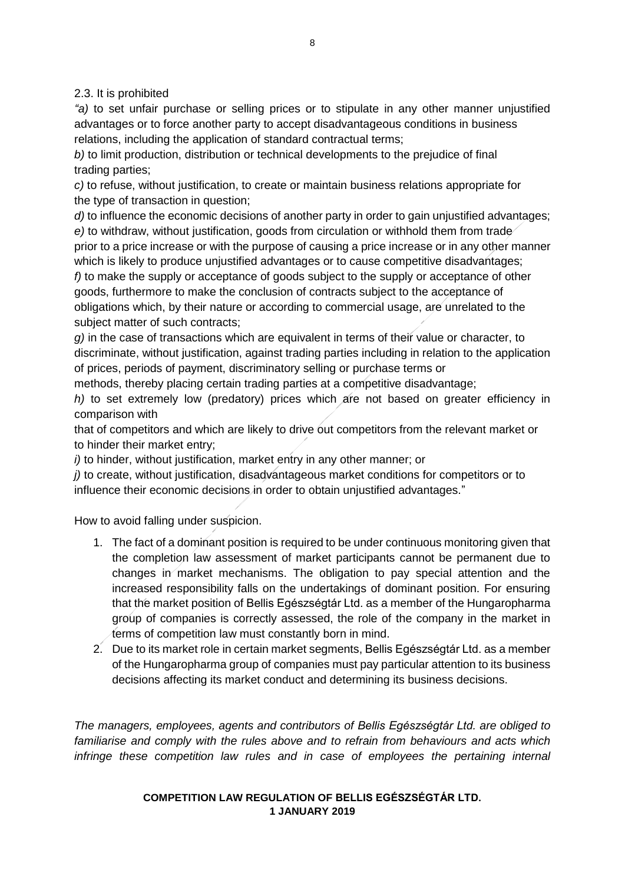2.3. It is prohibited

*"a)* to set unfair purchase or selling prices or to stipulate in any other manner unjustified advantages or to force another party to accept disadvantageous conditions in business relations, including the application of standard contractual terms;

*b)* to limit production, distribution or technical developments to the prejudice of final trading parties;

*c)* to refuse, without justification, to create or maintain business relations appropriate for the type of transaction in question;

*d)* to influence the economic decisions of another party in order to gain unjustified advantages;

*e)* to withdraw, without justification, goods from circulation or withhold them from trade prior to a price increase or with the purpose of causing a price increase or in any other manner which is likely to produce unjustified advantages or to cause competitive disadvantages;

*f)* to make the supply or acceptance of goods subject to the supply or acceptance of other goods, furthermore to make the conclusion of contracts subject to the acceptance of obligations which, by their nature or according to commercial usage, are unrelated to the subject matter of such contracts;

*g)* in the case of transactions which are equivalent in terms of their value or character, to discriminate, without justification, against trading parties including in relation to the application of prices, periods of payment, discriminatory selling or purchase terms or methods, thereby placing certain trading parties at a competitive disadvantage;

*h)* to set extremely low (predatory) prices which are not based on greater efficiency in comparison with that of competitors and which are likely to drive out competitors from the relevant market or to hinder their market entry;

*i)* to hinder, without justification, market entry in any other manner; or

*j)* to create, without justification, disadvantageous market conditions for competitors or to influence their economic decisions in order to obtain unjustified advantages."

How to avoid falling under suspicion.

1. The fact of a dominant position is required to be under continuous monitoring given that the completion law assessment of market participants cannot be permanent due to changes in market mechanisms. The obligation to pay special attention and the increased responsibility falls on the undertakings of dominant position. For ensuring that the market position of Bellis Egészségtár Ltd. as a member of the Hungaropharma group of companies is correctly assessed, the role of the company in the market in terms of competition law must constantly born in mind.
2. Due to its market role in certain market segments, Bellis Egészségtár Ltd. as a member of the Hungaropharma group of companies must pay particular attention to its business decisions affecting its market conduct and determining its business decisions.

*The managers, employees, agents and contributors of Bellis Egészségtár Ltd. are obliged to familiarise and comply with the rules above and to refrain from behaviours and acts which infringe these competition law rules and in case of employees the pertaining internal*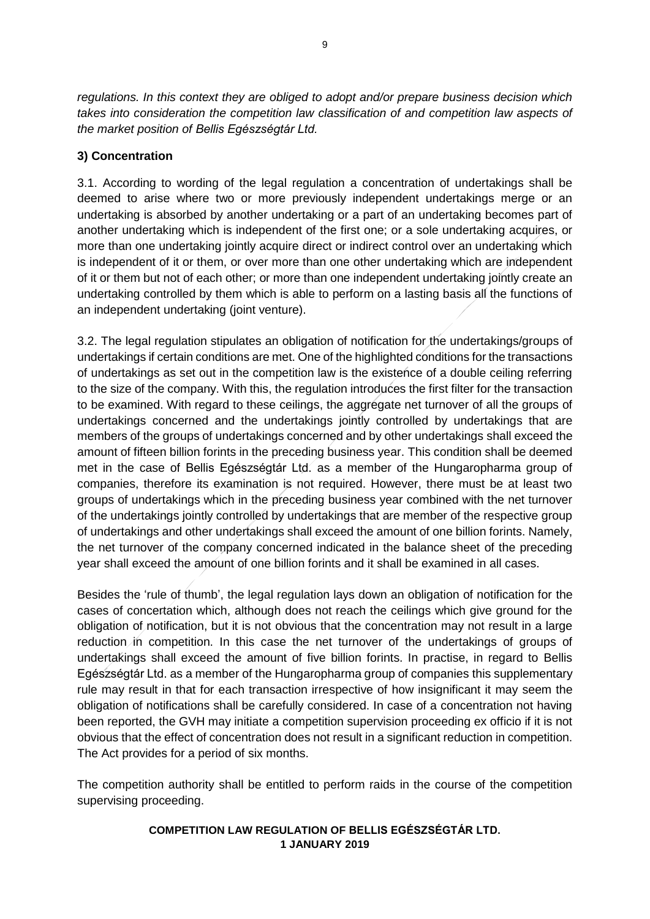*regulations. In this context they are obliged to adopt and/or prepare business decision which takes into consideration the competition law classification of and competition law aspects of the market position of Bellis Egészségtár Ltd.*

**3) Concentration**

3.1. According to wording of the legal regulation a concentration of undertakings shall be deemed to arise where two or more previously independent undertakings merge or an undertaking is absorbed by another undertaking or a part of an undertaking becomes part of another undertaking which is independent of the first one; or a sole undertaking acquires, or more than one undertaking jointly acquire direct or indirect control over an undertaking which is independent of it or them, or over more than one other undertaking which are independent of it or them but not of each other; or more than one independent undertaking jointly create an undertaking controlled by them which is able to perform on a lasting basis all the functions of an independent undertaking (joint venture).

3.2. The legal regulation stipulates an obligation of notification for the undertakings/groups of undertakings if certain conditions are met. One of the highlighted conditions for the transactions of undertakings as set out in the competition law is the existence of a double ceiling referring to the size of the company. With this, the regulation introduces the first filter for the transaction to be examined. With regard to these ceilings, the aggregate net turnover of all the groups of undertakings concerned and the undertakings jointly controlled by undertakings that are members of the groups of undertakings concerned and by other undertakings shall exceed the amount of fifteen billion forints in the preceding business year. This condition shall be deemed met in the case of Bellis Egészségtár Ltd. as a member of the Hungaropharma group of companies, therefore its examination is not required. However, there must be at least two groups of undertakings which in the preceding business year combined with the net turnover of the undertakings jointly controlled by undertakings that are member of the respective group of undertakings and other undertakings shall exceed the amount of one billion forints. Namely, the net turnover of the company concerned indicated in the balance sheet of the preceding year shall exceed the amount of one billion forints and it shall be examined in all cases.

Besides the 'rule of thumb', the legal regulation lays down an obligation of notification for the cases of concertation which, although does not reach the ceilings which give ground for the obligation of notification, but it is not obvious that the concentration may not result in a large reduction in competition. In this case the net turnover of the undertakings of groups of undertakings shall exceed the amount of five billion forints. In practise, in regard to Bellis Egészségtár Ltd. as a member of the Hungaropharma group of companies this supplementary rule may result in that for each transaction irrespective of how insignificant it may seem the obligation of notifications shall be carefully considered. In case of a concentration not having been reported, the GVH may initiate a competition supervision proceeding ex officio if it is not obvious that the effect of concentration does not result in a significant reduction in competition. The Act provides for a period of six months.

The competition authority shall be entitled to perform raids in the course of the competition supervising proceeding.

**COMPETITION LAW REGULATION OF BELLIS EGÉSZSÉGTÁR LTD.**
**1 JANUARY 2019**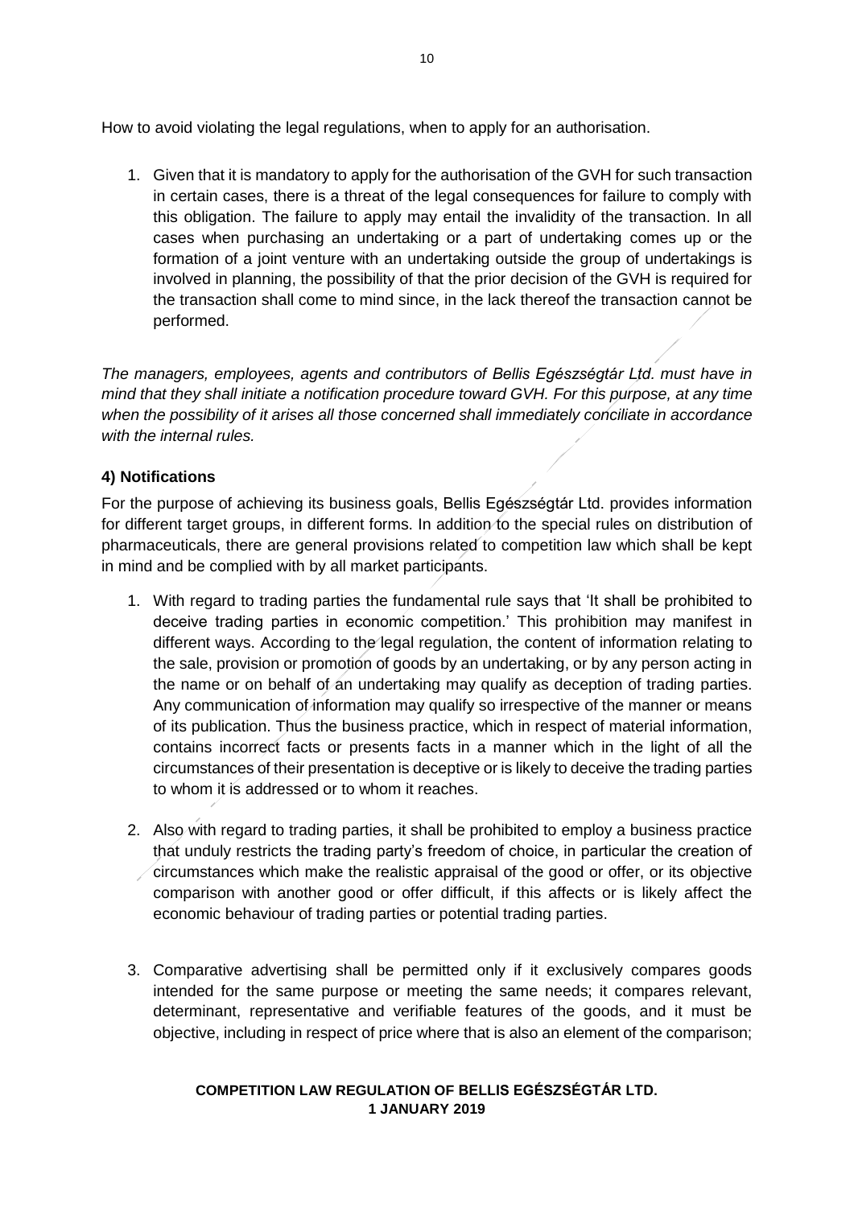How to avoid violating the legal regulations, when to apply for an authorisation.

1. Given that it is mandatory to apply for the authorisation of the GVH for such transaction in certain cases, there is a threat of the legal consequences for failure to comply with this obligation. The failure to apply may entail the invalidity of the transaction. In all cases when purchasing an undertaking or a part of undertaking comes up or the formation of a joint venture with an undertaking outside the group of undertakings is involved in planning, the possibility of that the prior decision of the GVH is required for the transaction shall come to mind since, in the lack thereof the transaction cannot be performed.

*The managers, employees, agents and contributors of Bellis Egészségtár Ltd. must have in mind that they shall initiate a notification procedure toward GVH. For this purpose, at any time when the possibility of it arises all those concerned shall immediately conciliate in accordance with the internal rules.*

**4) Notifications**

For the purpose of achieving its business goals, Bellis Egészségtár Ltd. provides information for different target groups, in different forms. In addition to the special rules on distribution of pharmaceuticals, there are general provisions related to competition law which shall be kept in mind and be complied with by all market participants.

1. With regard to trading parties the fundamental rule says that 'It shall be prohibited to deceive trading parties in economic competition.' This prohibition may manifest in different ways. According to the legal regulation, the content of information relating to the sale, provision or promotion of goods by an undertaking, or by any person acting in the name or on behalf of an undertaking may qualify as deception of trading parties. Any communication of information may qualify so irrespective of the manner or means of its publication. Thus the business practice, which in respect of material information, contains incorrect facts or presents facts in a manner which in the light of all the circumstances of their presentation is deceptive or is likely to deceive the trading parties to whom it is addressed or to whom it reaches.

2. Also with regard to trading parties, it shall be prohibited to employ a business practice that unduly restricts the trading party's freedom of choice, in particular the creation of circumstances which make the realistic appraisal of the good or offer, or its objective comparison with another good or offer difficult, if this affects or is likely affect the economic behaviour of trading parties or potential trading parties.

3. Comparative advertising shall be permitted only if it exclusively compares goods intended for the same purpose or meeting the same needs; it compares relevant, determinant, representative and verifiable features of the goods, and it must be objective, including in respect of price where that is also an element of the comparison;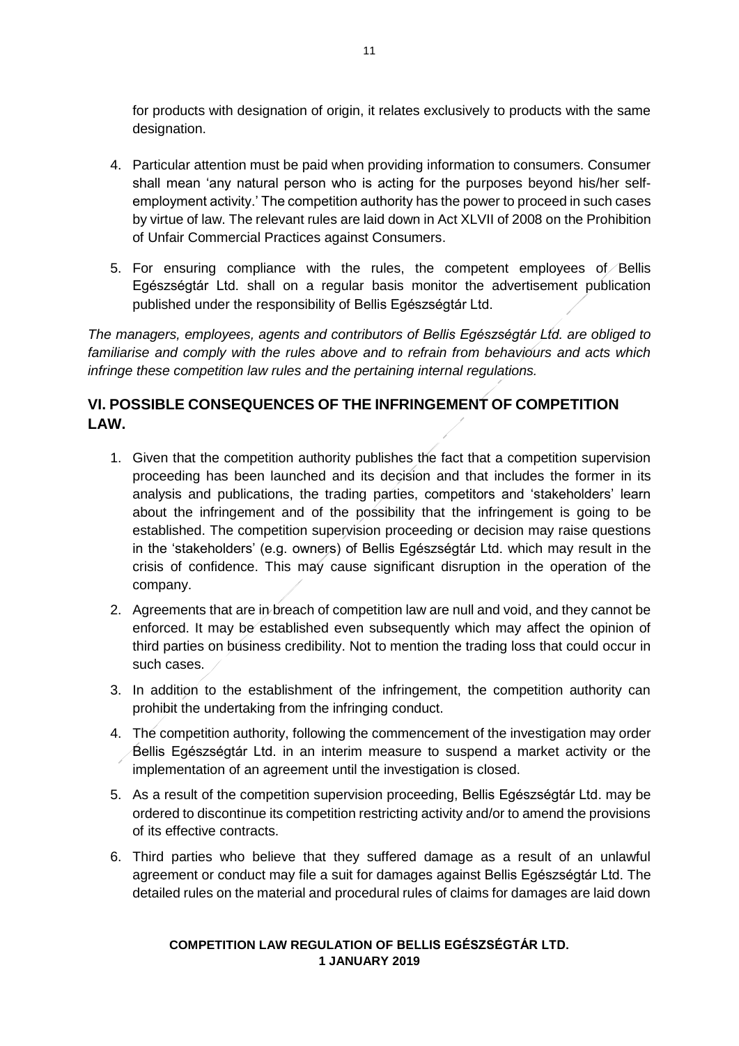for products with designation of origin, it relates exclusively to products with the same designation.

4. Particular attention must be paid when providing information to consumers. Consumer shall mean 'any natural person who is acting for the purposes beyond his/her self-employment activity.' The competition authority has the power to proceed in such cases by virtue of law. The relevant rules are laid down in Act XLVII of 2008 on the Prohibition of Unfair Commercial Practices against Consumers.

5. For ensuring compliance with the rules, the competent employees of Bellis Egészségtár Ltd. shall on a regular basis monitor the advertisement publication published under the responsibility of Bellis Egészségtár Ltd.

*The managers, employees, agents and contributors of Bellis Egészségtár Ltd. are obliged to familiarise and comply with the rules above and to refrain from behaviours and acts which infringe these competition law rules and the pertaining internal regulations.*

## VI. POSSIBLE CONSEQUENCES OF THE INFRINGEMENT OF COMPETITION LAW.

1. Given that the competition authority publishes the fact that a competition supervision proceeding has been launched and its decision and that includes the former in its analysis and publications, the trading parties, competitors and 'stakeholders' learn about the infringement and of the possibility that the infringement is going to be established. The competition supervision proceeding or decision may raise questions in the 'stakeholders' (e.g. owners) of Bellis Egészségtár Ltd. which may result in the crisis of confidence. This may cause significant disruption in the operation of the company.

2. Agreements that are in breach of competition law are null and void, and they cannot be enforced. It may be established even subsequently which may affect the opinion of third parties on business credibility. Not to mention the trading loss that could occur in such cases.

3. In addition to the establishment of the infringement, the competition authority can prohibit the undertaking from the infringing conduct.

4. The competition authority, following the commencement of the investigation may order Bellis Egészségtár Ltd. in an interim measure to suspend a market activity or the implementation of an agreement until the investigation is closed.

5. As a result of the competition supervision proceeding, Bellis Egészségtár Ltd. may be ordered to discontinue its competition restricting activity and/or to amend the provisions of its effective contracts.

6. Third parties who believe that they suffered damage as a result of an unlawful agreement or conduct may file a suit for damages against Bellis Egészségtár Ltd. The detailed rules on the material and procedural rules of claims for damages are laid down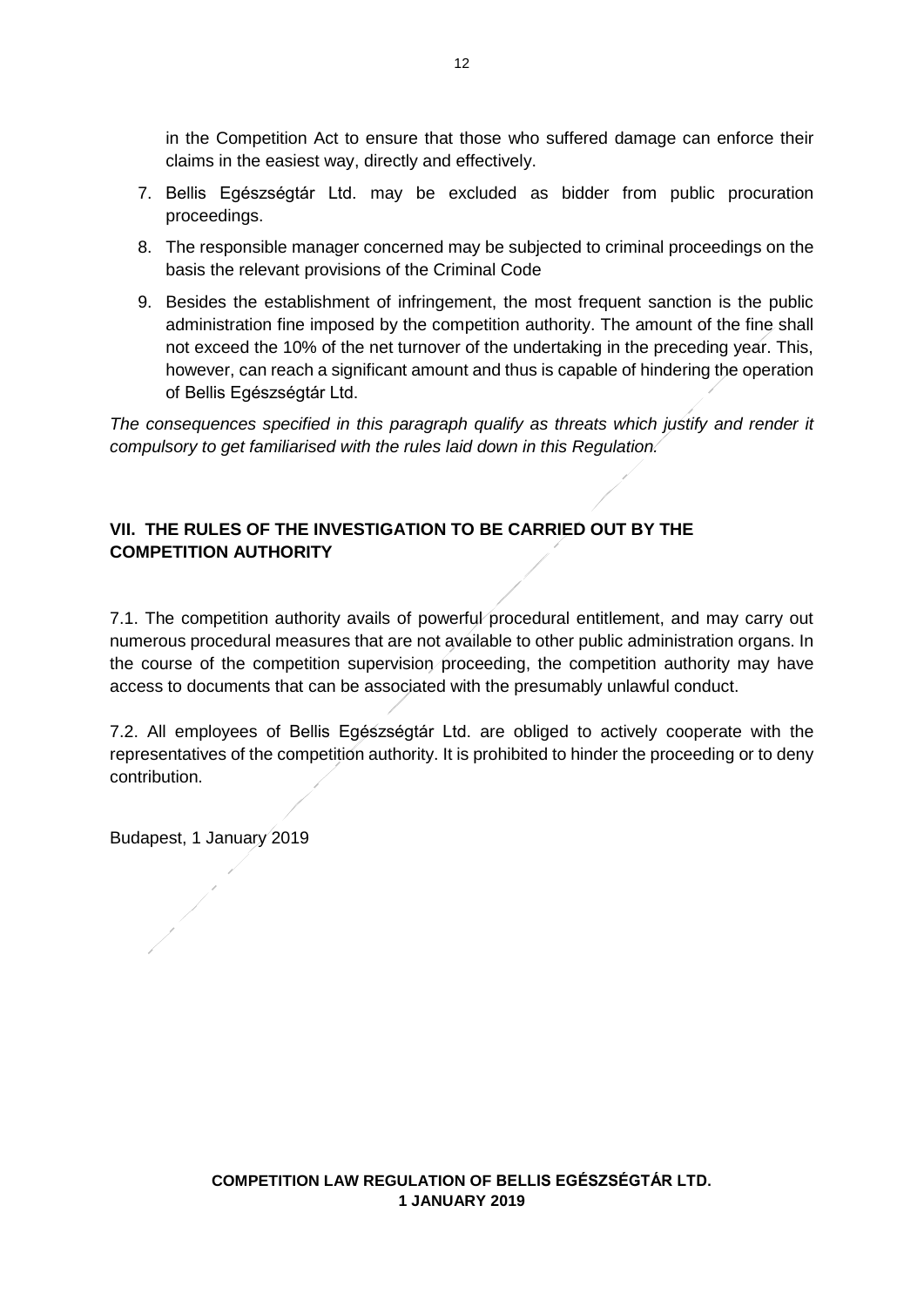in the Competition Act to ensure that those who suffered damage can enforce their claims in the easiest way, directly and effectively.

7. Bellis Egészségtár Ltd. may be excluded as bidder from public procuration proceedings.
8. The responsible manager concerned may be subjected to criminal proceedings on the basis the relevant provisions of the Criminal Code
9. Besides the establishment of infringement, the most frequent sanction is the public administration fine imposed by the competition authority. The amount of the fine shall not exceed the 10% of the net turnover of the undertaking in the preceding year. This, however, can reach a significant amount and thus is capable of hindering the operation of Bellis Egészségtár Ltd.

*The consequences specified in this paragraph qualify as threats which justify and render it compulsory to get familiarised with the rules laid down in this Regulation.*

## VII. THE RULES OF THE INVESTIGATION TO BE CARRIED OUT BY THE COMPETITION AUTHORITY

7.1. The competition authority avails of powerful procedural entitlement, and may carry out numerous procedural measures that are not available to other public administration organs. In the course of the competition supervision proceeding, the competition authority may have access to documents that can be associated with the presumably unlawful conduct.

7.2. All employees of Bellis Egészségtár Ltd. are obliged to actively cooperate with the representatives of the competition authority. It is prohibited to hinder the proceeding or to deny contribution.

Budapest, 1 January 2019